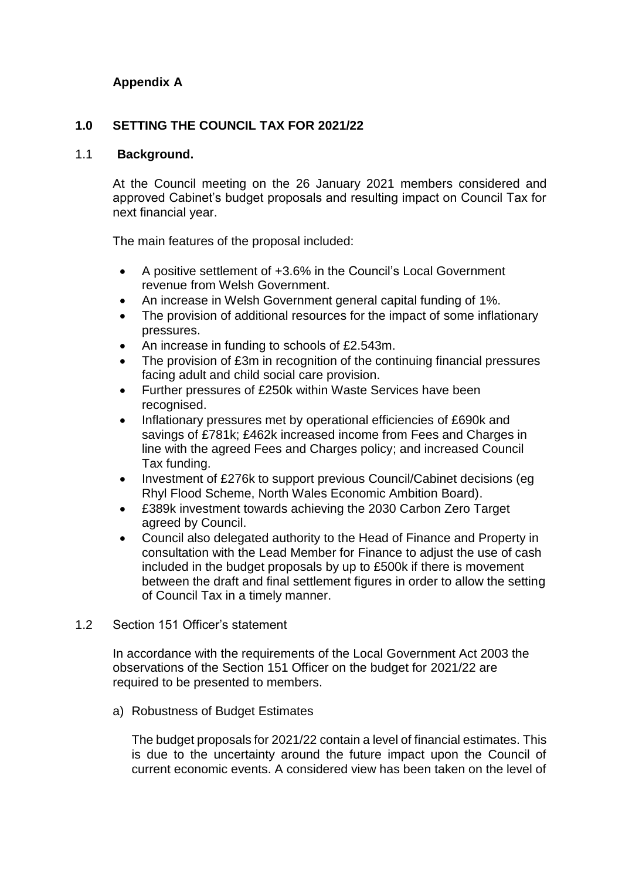**Appendix A**

## 1.0 SETTING THE COUNCIL TAX FOR 2021/22

### 1.1 Background.

At the Council meeting on the 26 January 2021 members considered and approved Cabinet's budget proposals and resulting impact on Council Tax for next financial year.

The main features of the proposal included:

- A positive settlement of +3.6% in the Council's Local Government revenue from Welsh Government.
- An increase in Welsh Government general capital funding of 1%.
- The provision of additional resources for the impact of some inflationary pressures.
- An increase in funding to schools of £2.543m.
- The provision of £3m in recognition of the continuing financial pressures facing adult and child social care provision.
- Further pressures of £250k within Waste Services have been recognised.
- Inflationary pressures met by operational efficiencies of £690k and savings of £781k; £462k increased income from Fees and Charges in line with the agreed Fees and Charges policy; and increased Council Tax funding.
- Investment of £276k to support previous Council/Cabinet decisions (eg Rhyl Flood Scheme, North Wales Economic Ambition Board).
- £389k investment towards achieving the 2030 Carbon Zero Target agreed by Council.
- Council also delegated authority to the Head of Finance and Property in consultation with the Lead Member for Finance to adjust the use of cash included in the budget proposals by up to £500k if there is movement between the draft and final settlement figures in order to allow the setting of Council Tax in a timely manner.

### 1.2 Section 151 Officer's statement

In accordance with the requirements of the Local Government Act 2003 the observations of the Section 151 Officer on the budget for 2021/22 are required to be presented to members.

a) Robustness of Budget Estimates

The budget proposals for 2021/22 contain a level of financial estimates. This is due to the uncertainty around the future impact upon the Council of current economic events. A considered view has been taken on the level of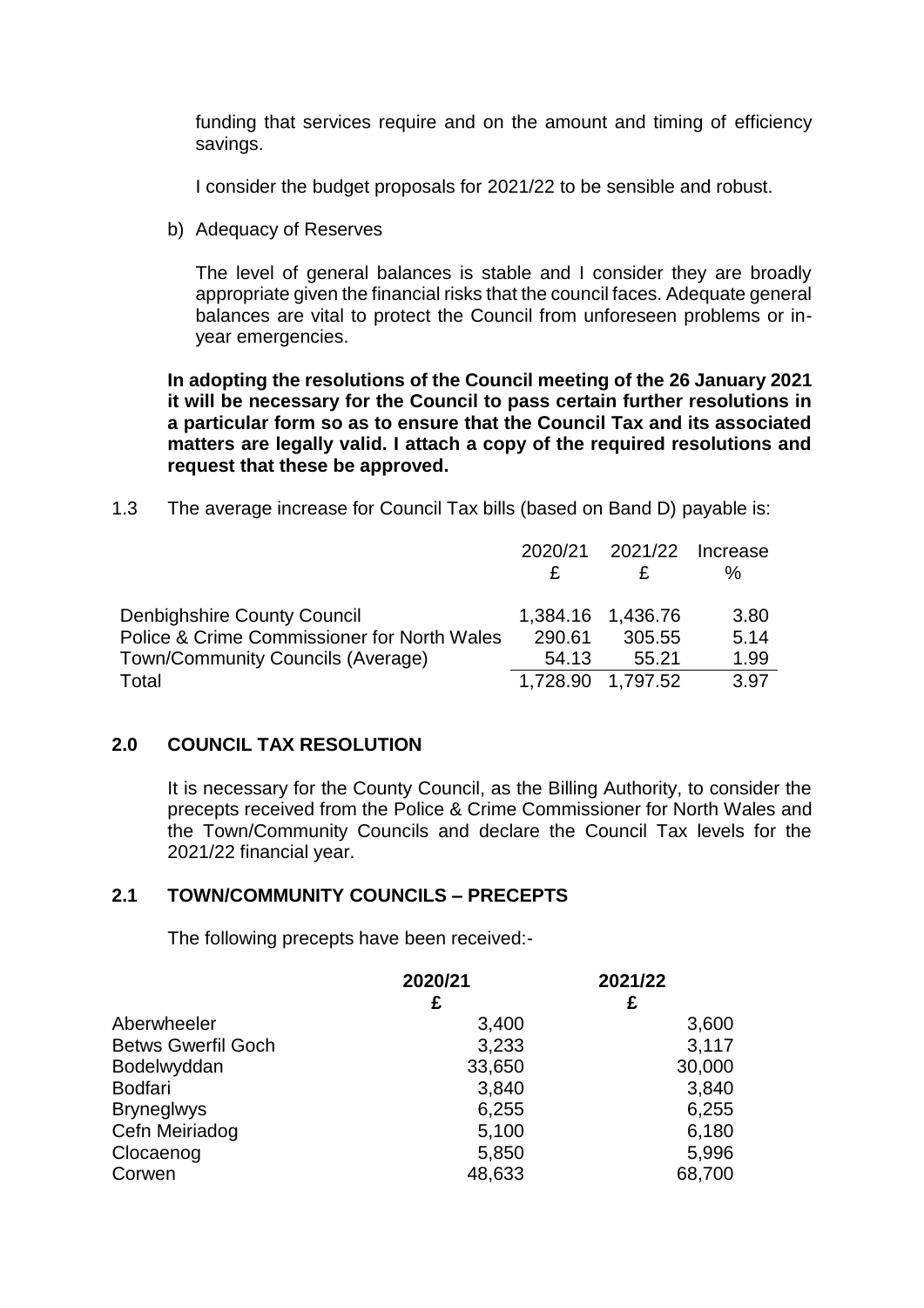funding that services require and on the amount and timing of efficiency savings.

I consider the budget proposals for 2021/22 to be sensible and robust.

b) Adequacy of Reserves

The level of general balances is stable and I consider they are broadly appropriate given the financial risks that the council faces. Adequate general balances are vital to protect the Council from unforeseen problems or in-year emergencies.

**In adopting the resolutions of the Council meeting of the 26 January 2021 it will be necessary for the Council to pass certain further resolutions in a particular form so as to ensure that the Council Tax and its associated matters are legally valid. I attach a copy of the required resolutions and request that these be approved.**

1.3 The average increase for Council Tax bills (based on Band D) payable is:

| | 2020/21 £ | 2021/22 £ | Increase % |
|---|---|---|---|
| Denbighshire County Council | 1,384.16 | 1,436.76 | 3.80 |
| Police & Crime Commissioner for North Wales | 290.61 | 305.55 | 5.14 |
| Town/Community Councils (Average) | 54.13 | 55.21 | 1.99 |
| Total | 1,728.90 | 1,797.52 | 3.97 |

## 2.0 COUNCIL TAX RESOLUTION

It is necessary for the County Council, as the Billing Authority, to consider the precepts received from the Police & Crime Commissioner for North Wales and the Town/Community Councils and declare the Council Tax levels for the 2021/22 financial year.

## 2.1 TOWN/COMMUNITY COUNCILS – PRECEPTS

The following precepts have been received:-

| | **2020/21 £** | **2021/22 £** |
|---|---|---|
| Aberwheeler | 3,400 | 3,600 |
| Betws Gwerfil Goch | 3,233 | 3,117 |
| Bodelwyddan | 33,650 | 30,000 |
| Bodfari | 3,840 | 3,840 |
| Bryneglwys | 6,255 | 6,255 |
| Cefn Meiriadog | 5,100 | 6,180 |
| Clocaenog | 5,850 | 5,996 |
| Corwen | 48,633 | 68,700 |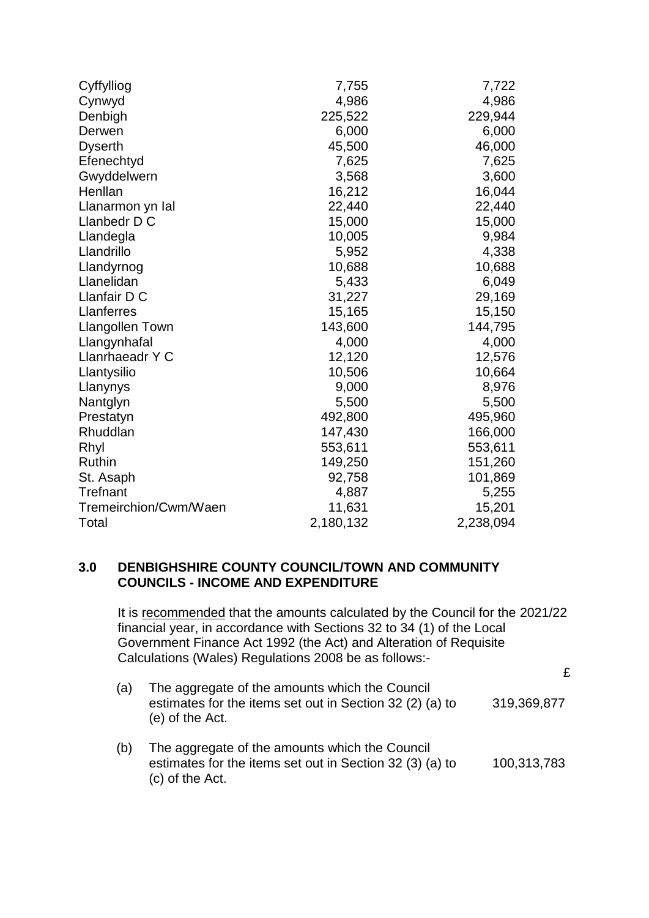| | | |
|---|---|---|
| Cyffylliog | 7,755 | 7,722 |
| Cynwyd | 4,986 | 4,986 |
| Denbigh | 225,522 | 229,944 |
| Derwen | 6,000 | 6,000 |
| Dyserth | 45,500 | 46,000 |
| Efenechtyd | 7,625 | 7,625 |
| Gwyddelwern | 3,568 | 3,600 |
| Henllan | 16,212 | 16,044 |
| Llanarmon yn Ial | 22,440 | 22,440 |
| Llanbedr D C | 15,000 | 15,000 |
| Llandegla | 10,005 | 9,984 |
| Llandrillo | 5,952 | 4,338 |
| Llandyrnog | 10,688 | 10,688 |
| Llanelidan | 5,433 | 6,049 |
| Llanfair D C | 31,227 | 29,169 |
| Llanferres | 15,165 | 15,150 |
| Llangollen Town | 143,600 | 144,795 |
| Llangynhafal | 4,000 | 4,000 |
| Llanrhaeadr Y C | 12,120 | 12,576 |
| Llantysilio | 10,506 | 10,664 |
| Llanynys | 9,000 | 8,976 |
| Nantglyn | 5,500 | 5,500 |
| Prestatyn | 492,800 | 495,960 |
| Rhuddlan | 147,430 | 166,000 |
| Rhyl | 553,611 | 553,611 |
| Ruthin | 149,250 | 151,260 |
| St. Asaph | 92,758 | 101,869 |
| Trefnant | 4,887 | 5,255 |
| Tremeirchion/Cwm/Waen | 11,631 | 15,201 |
| Total | 2,180,132 | 2,238,094 |

## 3.0 DENBIGHSHIRE COUNTY COUNCIL/TOWN AND COMMUNITY COUNCILS - INCOME AND EXPENDITURE

It is recommended that the amounts calculated by the Council for the 2021/22 financial year, in accordance with Sections 32 to 34 (1) of the Local Government Finance Act 1992 (the Act) and Alteration of Requisite Calculations (Wales) Regulations 2008 be as follows:-

| | | £ |
|---|---|---|
| (a) | The aggregate of the amounts which the Council estimates for the items set out in Section 32 (2) (a) to (e) of the Act. | 319,369,877 |
| (b) | The aggregate of the amounts which the Council estimates for the items set out in Section 32 (3) (a) to (c) of the Act. | 100,313,783 |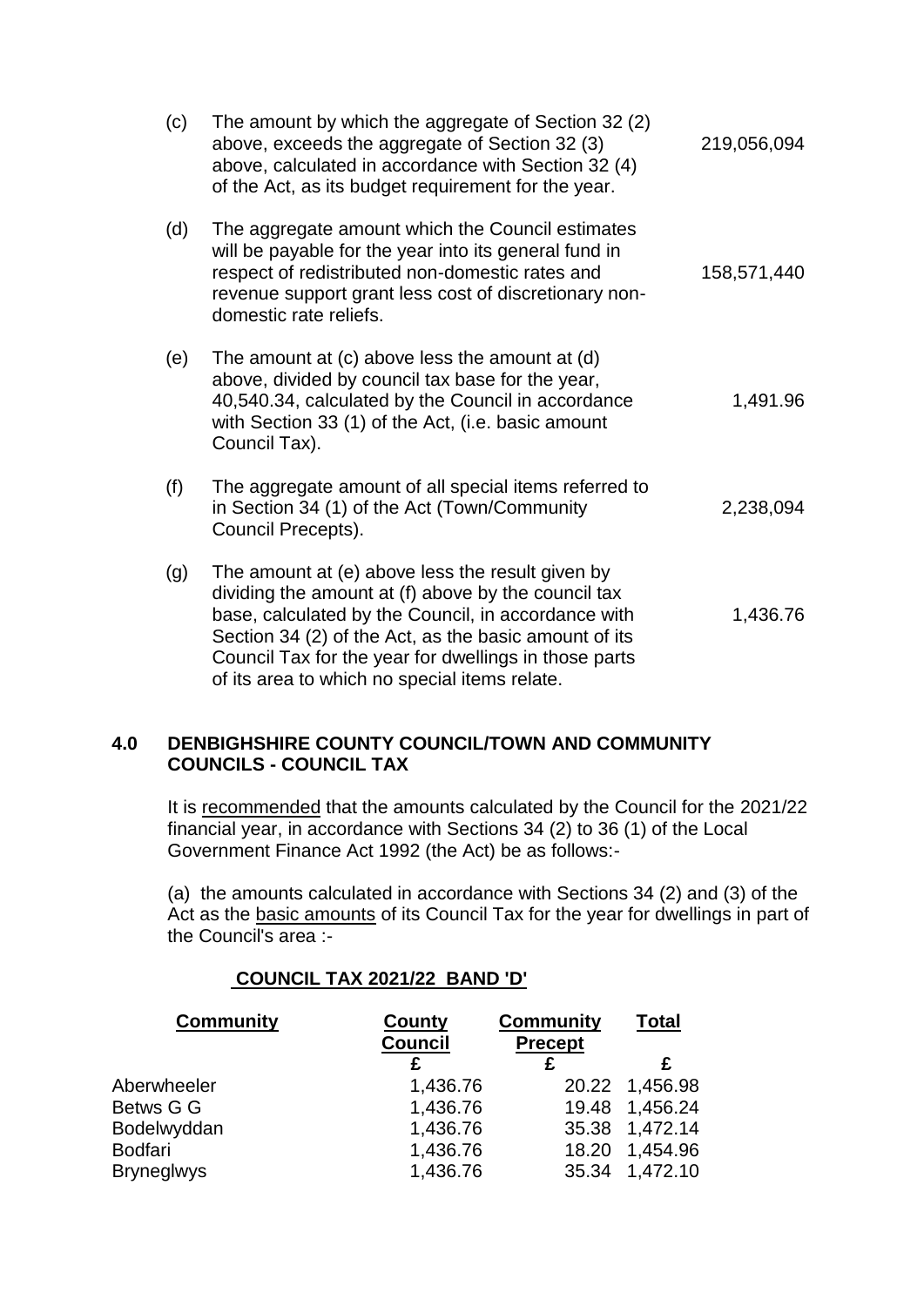(c) The amount by which the aggregate of Section 32 (2) above, exceeds the aggregate of Section 32 (3) above, calculated in accordance with Section 32 (4) of the Act, as its budget requirement for the year. 219,056,094

(d) The aggregate amount which the Council estimates will be payable for the year into its general fund in respect of redistributed non-domestic rates and revenue support grant less cost of discretionary non-domestic rate reliefs. 158,571,440

(e) The amount at (c) above less the amount at (d) above, divided by council tax base for the year, 40,540.34, calculated by the Council in accordance with Section 33 (1) of the Act, (i.e. basic amount Council Tax). 1,491.96

(f) The aggregate amount of all special items referred to in Section 34 (1) of the Act (Town/Community Council Precepts). 2,238,094

(g) The amount at (e) above less the result given by dividing the amount at (f) above by the council tax base, calculated by the Council, in accordance with Section 34 (2) of the Act, as the basic amount of its Council Tax for the year for dwellings in those parts of its area to which no special items relate. 1,436.76

## 4.0 DENBIGHSHIRE COUNTY COUNCIL/TOWN AND COMMUNITY COUNCILS - COUNCIL TAX

It is recommended that the amounts calculated by the Council for the 2021/22 financial year, in accordance with Sections 34 (2) to 36 (1) of the Local Government Finance Act 1992 (the Act) be as follows:-

(a) the amounts calculated in accordance with Sections 34 (2) and (3) of the Act as the basic amounts of its Council Tax for the year for dwellings in part of the Council's area :-

**COUNCIL TAX 2021/22 BAND 'D'**

| Community | County Council | Community Precept | Total |
|---|---|---|---|
| | £ | £ | £ |
| Aberwheeler | 1,436.76 | 20.22 | 1,456.98 |
| Betws G G | 1,436.76 | 19.48 | 1,456.24 |
| Bodelwyddan | 1,436.76 | 35.38 | 1,472.14 |
| Bodfari | 1,436.76 | 18.20 | 1,454.96 |
| Bryneglwys | 1,436.76 | 35.34 | 1,472.10 |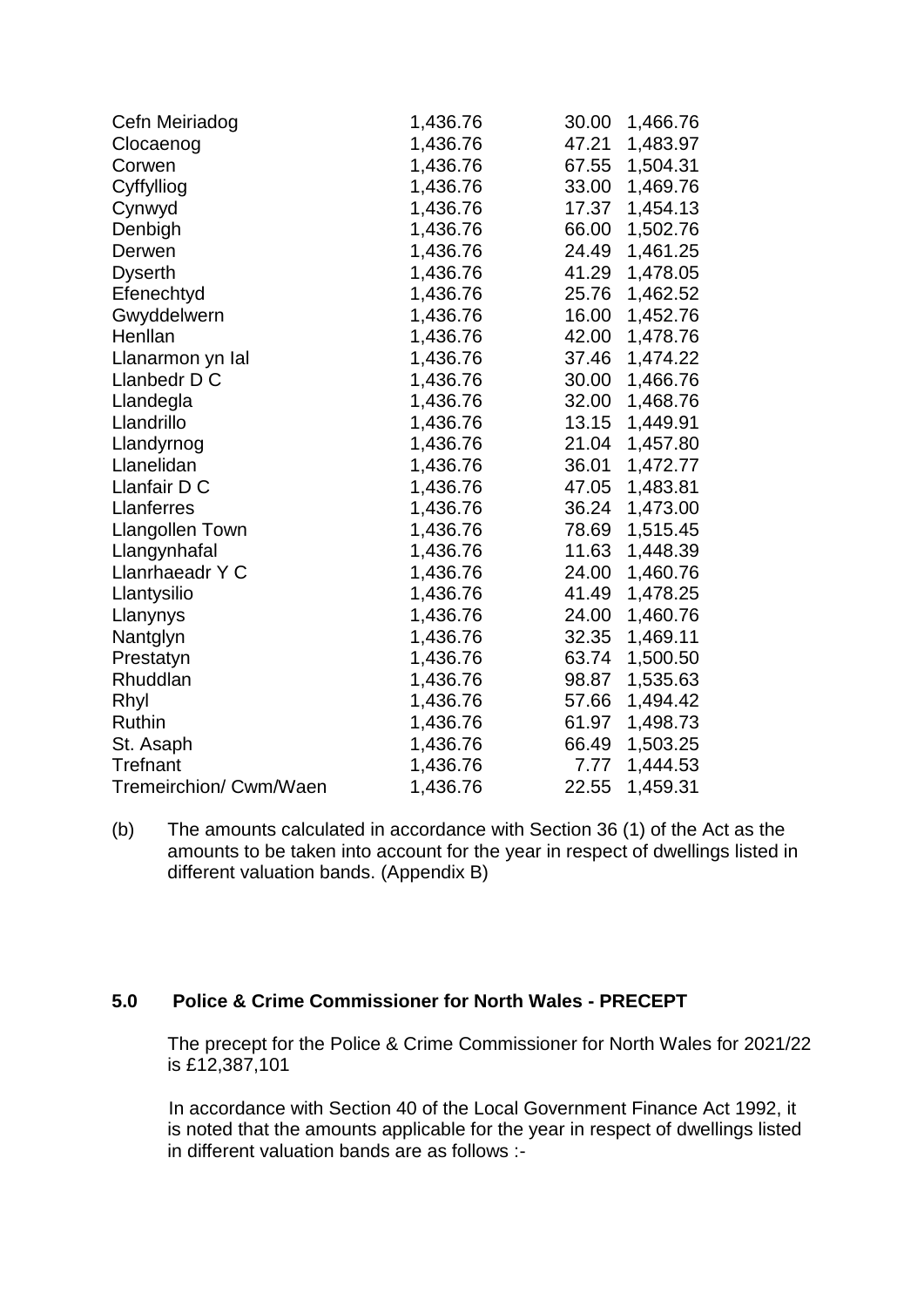| | | | |
|---|---|---|---|
| Cefn Meiriadog | 1,436.76 | 30.00 | 1,466.76 |
| Clocaenog | 1,436.76 | 47.21 | 1,483.97 |
| Corwen | 1,436.76 | 67.55 | 1,504.31 |
| Cyffylliog | 1,436.76 | 33.00 | 1,469.76 |
| Cynwyd | 1,436.76 | 17.37 | 1,454.13 |
| Denbigh | 1,436.76 | 66.00 | 1,502.76 |
| Derwen | 1,436.76 | 24.49 | 1,461.25 |
| Dyserth | 1,436.76 | 41.29 | 1,478.05 |
| Efenechtyd | 1,436.76 | 25.76 | 1,462.52 |
| Gwyddelwern | 1,436.76 | 16.00 | 1,452.76 |
| Henllan | 1,436.76 | 42.00 | 1,478.76 |
| Llanarmon yn Ial | 1,436.76 | 37.46 | 1,474.22 |
| Llanbedr D C | 1,436.76 | 30.00 | 1,466.76 |
| Llandegla | 1,436.76 | 32.00 | 1,468.76 |
| Llandrillo | 1,436.76 | 13.15 | 1,449.91 |
| Llandyrnog | 1,436.76 | 21.04 | 1,457.80 |
| Llanelidan | 1,436.76 | 36.01 | 1,472.77 |
| Llanfair D C | 1,436.76 | 47.05 | 1,483.81 |
| Llanferres | 1,436.76 | 36.24 | 1,473.00 |
| Llangollen Town | 1,436.76 | 78.69 | 1,515.45 |
| Llangynhafal | 1,436.76 | 11.63 | 1,448.39 |
| Llanrhaeadr Y C | 1,436.76 | 24.00 | 1,460.76 |
| Llantysilio | 1,436.76 | 41.49 | 1,478.25 |
| Llanynys | 1,436.76 | 24.00 | 1,460.76 |
| Nantglyn | 1,436.76 | 32.35 | 1,469.11 |
| Prestatyn | 1,436.76 | 63.74 | 1,500.50 |
| Rhuddlan | 1,436.76 | 98.87 | 1,535.63 |
| Rhyl | 1,436.76 | 57.66 | 1,494.42 |
| Ruthin | 1,436.76 | 61.97 | 1,498.73 |
| St. Asaph | 1,436.76 | 66.49 | 1,503.25 |
| Trefnant | 1,436.76 | 7.77 | 1,444.53 |
| Tremeirchion/ Cwm/Waen | 1,436.76 | 22.55 | 1,459.31 |

(b) The amounts calculated in accordance with Section 36 (1) of the Act as the amounts to be taken into account for the year in respect of dwellings listed in different valuation bands. (Appendix B)

**5.0 Police & Crime Commissioner for North Wales - PRECEPT**

The precept for the Police & Crime Commissioner for North Wales for 2021/22 is £12,387,101

In accordance with Section 40 of the Local Government Finance Act 1992, it is noted that the amounts applicable for the year in respect of dwellings listed in different valuation bands are as follows :-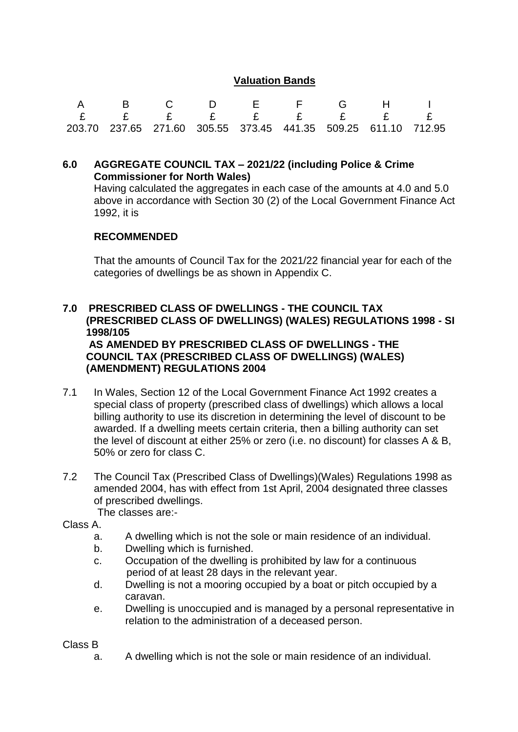**Valuation Bands**

| A | B | C | D | E | F | G | H | I |
|---|---|---|---|---|---|---|---|---|
| £ | £ | £ | £ | £ | £ | £ | £ | £ |
| 203.70 | 237.65 | 271.60 | 305.55 | 373.45 | 441.35 | 509.25 | 611.10 | 712.95 |

## 6.0 AGGREGATE COUNCIL TAX – 2021/22 (including Police & Crime Commissioner for North Wales)

Having calculated the aggregates in each case of the amounts at 4.0 and 5.0 above in accordance with Section 30 (2) of the Local Government Finance Act 1992, it is

**RECOMMENDED**

That the amounts of Council Tax for the 2021/22 financial year for each of the categories of dwellings be as shown in Appendix C.

## 7.0 PRESCRIBED CLASS OF DWELLINGS - THE COUNCIL TAX (PRESCRIBED CLASS OF DWELLINGS) (WALES) REGULATIONS 1998 - SI 1998/105 AS AMENDED BY PRESCRIBED CLASS OF DWELLINGS - THE COUNCIL TAX (PRESCRIBED CLASS OF DWELLINGS) (WALES) (AMENDMENT) REGULATIONS 2004

7.1 In Wales, Section 12 of the Local Government Finance Act 1992 creates a special class of property (prescribed class of dwellings) which allows a local billing authority to use its discretion in determining the level of discount to be awarded. If a dwelling meets certain criteria, then a billing authority can set the level of discount at either 25% or zero (i.e. no discount) for classes A & B, 50% or zero for class C.

7.2 The Council Tax (Prescribed Class of Dwellings)(Wales) Regulations 1998 as amended 2004, has with effect from 1st April, 2004 designated three classes of prescribed dwellings.
The classes are:-

Class A.

a. A dwelling which is not the sole or main residence of an individual.
b. Dwelling which is furnished.
c. Occupation of the dwelling is prohibited by law for a continuous period of at least 28 days in the relevant year.
d. Dwelling is not a mooring occupied by a boat or pitch occupied by a caravan.
e. Dwelling is unoccupied and is managed by a personal representative in relation to the administration of a deceased person.

Class B

a. A dwelling which is not the sole or main residence of an individual.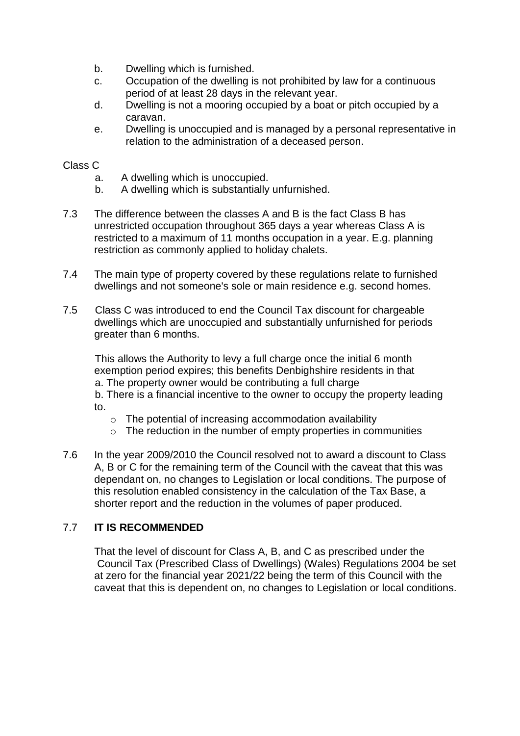b. Dwelling which is furnished.
c. Occupation of the dwelling is not prohibited by law for a continuous period of at least 28 days in the relevant year.
d. Dwelling is not a mooring occupied by a boat or pitch occupied by a caravan.
e. Dwelling is unoccupied and is managed by a personal representative in relation to the administration of a deceased person.

Class C

a. A dwelling which is unoccupied.
b. A dwelling which is substantially unfurnished.

7.3 The difference between the classes A and B is the fact Class B has unrestricted occupation throughout 365 days a year whereas Class A is restricted to a maximum of 11 months occupation in a year. E.g. planning restriction as commonly applied to holiday chalets.

7.4 The main type of property covered by these regulations relate to furnished dwellings and not someone's sole or main residence e.g. second homes.

7.5 Class C was introduced to end the Council Tax discount for chargeable dwellings which are unoccupied and substantially unfurnished for periods greater than 6 months.

This allows the Authority to levy a full charge once the initial 6 month exemption period expires; this benefits Denbighshire residents in that
a. The property owner would be contributing a full charge
b. There is a financial incentive to the owner to occupy the property leading to.

- The potential of increasing accommodation availability
- The reduction in the number of empty properties in communities

7.6 In the year 2009/2010 the Council resolved not to award a discount to Class A, B or C for the remaining term of the Council with the caveat that this was dependant on, no changes to Legislation or local conditions. The purpose of this resolution enabled consistency in the calculation of the Tax Base, a shorter report and the reduction in the volumes of paper produced.

7.7 **IT IS RECOMMENDED**

That the level of discount for Class A, B, and C as prescribed under the Council Tax (Prescribed Class of Dwellings) (Wales) Regulations 2004 be set at zero for the financial year 2021/22 being the term of this Council with the caveat that this is dependent on, no changes to Legislation or local conditions.